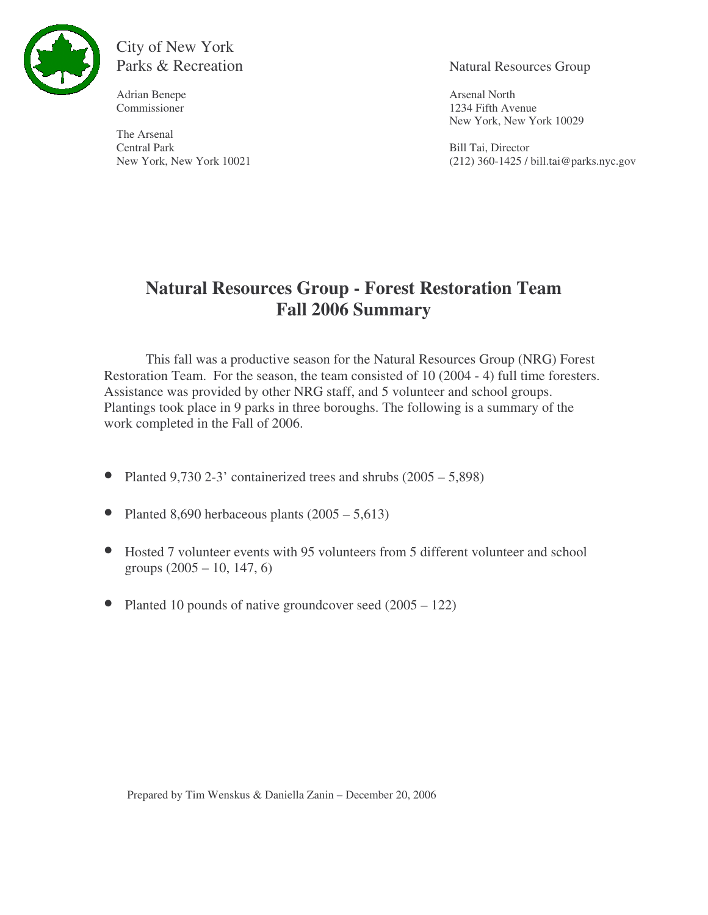City of New York
Parks & Recreation

Adrian Benepe
Commissioner

The Arsenal
Central Park
New York, New York 10021

Natural Resources Group

Arsenal North
1234 Fifth Avenue
New York, New York 10029

Bill Tai, Director
(212) 360-1425 / bill.tai@parks.nyc.gov

# Natural Resources Group - Forest Restoration Team Fall 2006 Summary

This fall was a productive season for the Natural Resources Group (NRG) Forest Restoration Team. For the season, the team consisted of 10 (2004 - 4) full time foresters. Assistance was provided by other NRG staff, and 5 volunteer and school groups. Plantings took place in 9 parks in three boroughs. The following is a summary of the work completed in the Fall of 2006.

- Planted 9,730 2-3' containerized trees and shrubs (2005 – 5,898)
- Planted 8,690 herbaceous plants (2005 – 5,613)
- Hosted 7 volunteer events with 95 volunteers from 5 different volunteer and school groups (2005 – 10, 147, 6)
- Planted 10 pounds of native groundcover seed (2005 – 122)

Prepared by Tim Wenskus & Daniella Zanin – December 20, 2006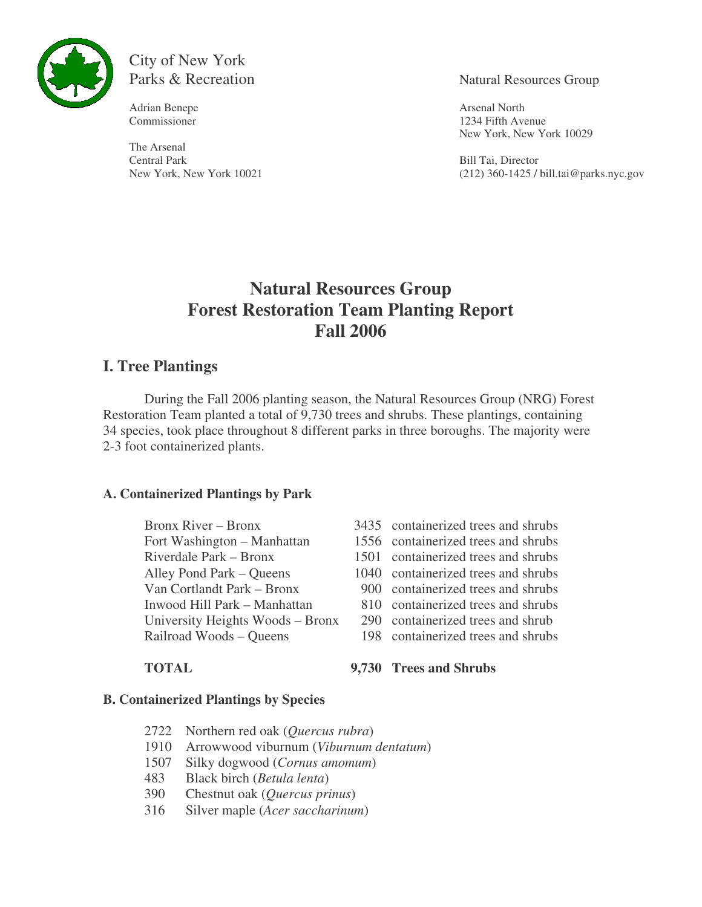City of New York
Parks & Recreation

Adrian Benepe
Commissioner

The Arsenal
Central Park
New York, New York 10021

Natural Resources Group

Arsenal North
1234 Fifth Avenue
New York, New York 10029

Bill Tai, Director
(212) 360-1425 / bill.tai@parks.nyc.gov

# Natural Resources Group
# Forest Restoration Team Planting Report
# Fall 2006

## I. Tree Plantings

During the Fall 2006 planting season, the Natural Resources Group (NRG) Forest Restoration Team planted a total of 9,730 trees and shrubs. These plantings, containing 34 species, took place throughout 8 different parks in three boroughs. The majority were 2-3 foot containerized plants.

### A. Containerized Plantings by Park

| Park | Count | Description |
|---|---|---|
| Bronx River – Bronx | 3435 | containerized trees and shrubs |
| Fort Washington – Manhattan | 1556 | containerized trees and shrubs |
| Riverdale Park – Bronx | 1501 | containerized trees and shrubs |
| Alley Pond Park – Queens | 1040 | containerized trees and shrubs |
| Van Cortlandt Park – Bronx | 900 | containerized trees and shrubs |
| Inwood Hill Park – Manhattan | 810 | containerized trees and shrubs |
| University Heights Woods – Bronx | 290 | containerized trees and shrub |
| Railroad Woods – Queens | 198 | containerized trees and shrubs |
| **TOTAL** | **9,730** | **Trees and Shrubs** |

### B. Containerized Plantings by Species

- 2722 Northern red oak (*Quercus rubra*)
- 1910 Arrowwood viburnum (*Viburnum dentatum*)
- 1507 Silky dogwood (*Cornus amomum*)
- 483 Black birch (*Betula lenta*)
- 390 Chestnut oak (*Quercus prinus*)
- 316 Silver maple (*Acer saccharinum*)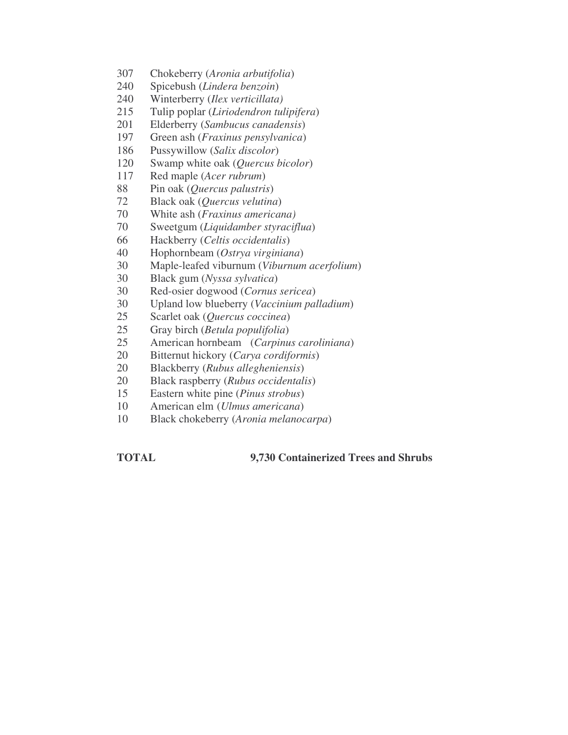307 Chokeberry (*Aronia arbutifolia*)
240 Spicebush (*Lindera benzoin*)
240 Winterberry (*Ilex verticillata)*
215 Tulip poplar (*Liriodendron tulipifera*)
201 Elderberry (*Sambucus canadensis*)
197 Green ash (*Fraxinus pensylvanica*)
186 Pussywillow (*Salix discolor*)
120 Swamp white oak (*Quercus bicolor*)
117 Red maple (*Acer rubrum*)
88 Pin oak (*Quercus palustris*)
72 Black oak (*Quercus velutina*)
70 White ash (*Fraxinus americana)*
70 Sweetgum (*Liquidamber styraciflua*)
66 Hackberry (*Celtis occidentalis*)
40 Hophornbeam (*Ostrya virginiana*)
30 Maple-leafed viburnum (*Viburnum acerfolium*)
30 Black gum (*Nyssa sylvatica*)
30 Red-osier dogwood (*Cornus sericea*)
30 Upland low blueberry (*Vaccinium palladium*)
25 Scarlet oak (*Quercus coccinea*)
25 Gray birch (*Betula populifolia*)
25 American hornbeam (*Carpinus caroliniana*)
20 Bitternut hickory (*Carya cordiformis*)
20 Blackberry (*Rubus allegheniensis*)
20 Black raspberry (*Rubus occidentalis*)
15 Eastern white pine (*Pinus strobus*)
10 American elm (*Ulmus americana*)
10 Black chokeberry (*Aronia melanocarpa*)

**TOTAL 9,730 Containerized Trees and Shrubs**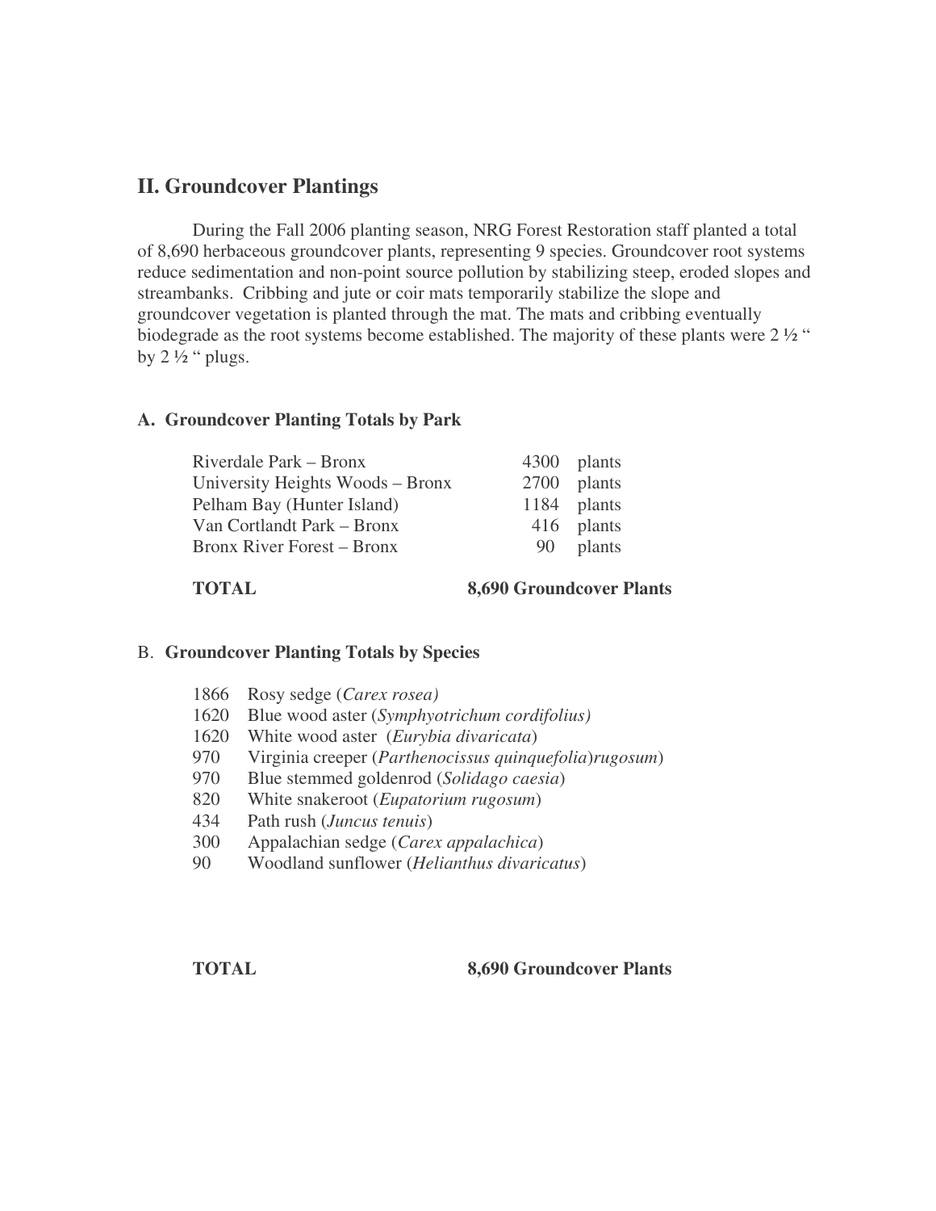## II. Groundcover Plantings

During the Fall 2006 planting season, NRG Forest Restoration staff planted a total of 8,690 herbaceous groundcover plants, representing 9 species. Groundcover root systems reduce sedimentation and non-point source pollution by stabilizing steep, eroded slopes and streambanks. Cribbing and jute or coir mats temporarily stabilize the slope and groundcover vegetation is planted through the mat. The mats and cribbing eventually biodegrade as the root systems become established. The majority of these plants were 2 ½ " by 2 ½ " plugs.

### A. Groundcover Planting Totals by Park

| | |
|---|---|
| Riverdale Park – Bronx | 4300 plants |
| University Heights Woods – Bronx | 2700 plants |
| Pelham Bay (Hunter Island) | 1184 plants |
| Van Cortlandt Park – Bronx | 416 plants |
| Bronx River Forest – Bronx | 90 plants |
| **TOTAL** | **8,690 Groundcover Plants** |

### B. Groundcover Planting Totals by Species

| | |
|---|---|
| 1866 | Rosy sedge (*Carex rosea)* |
| 1620 | Blue wood aster (*Symphyotrichum cordifolius)* |
| 1620 | White wood aster (*Eurybia divaricata*) |
| 970 | Virginia creeper (*Parthenocissus quinquefolia*)*rugosum*) |
| 970 | Blue stemmed goldenrod (*Solidago caesia*) |
| 820 | White snakeroot (*Eupatorium rugosum*) |
| 434 | Path rush (*Juncus tenuis*) |
| 300 | Appalachian sedge (*Carex appalachica*) |
| 90 | Woodland sunflower (*Helianthus divaricatus*) |

**TOTAL** **8,690 Groundcover Plants**